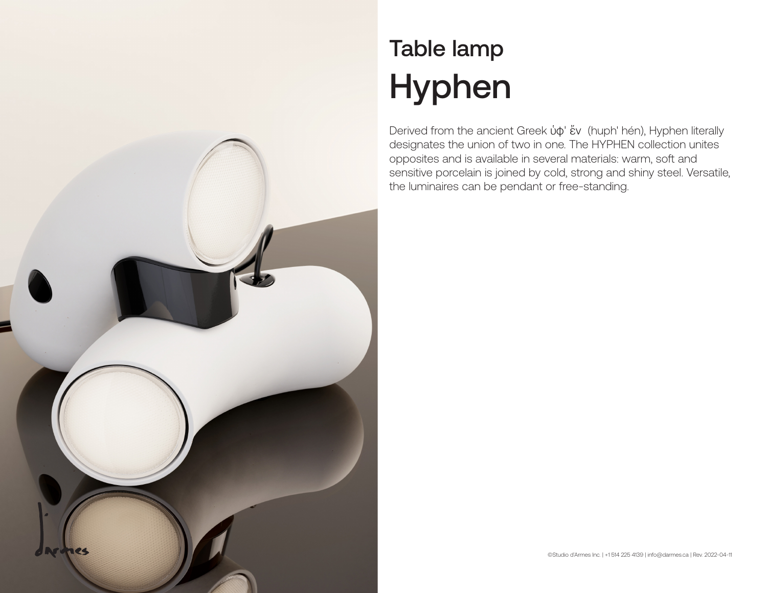## Table lamp

# Hyphen

Derived from the ancient Greek ὑφ' ἕν (huph' hén), Hyphen literally designates the union of two in one. The HYPHEN collection unites opposites and is available in several materials: warm, soft and sensitive porcelain is joined by cold, strong and shiny steel. Versatile, the luminaires can be pendant or free-standing.

©Studio d'Armes Inc. | +1 514 225 4139 | info@darmes.ca | Rev. 2022-04-11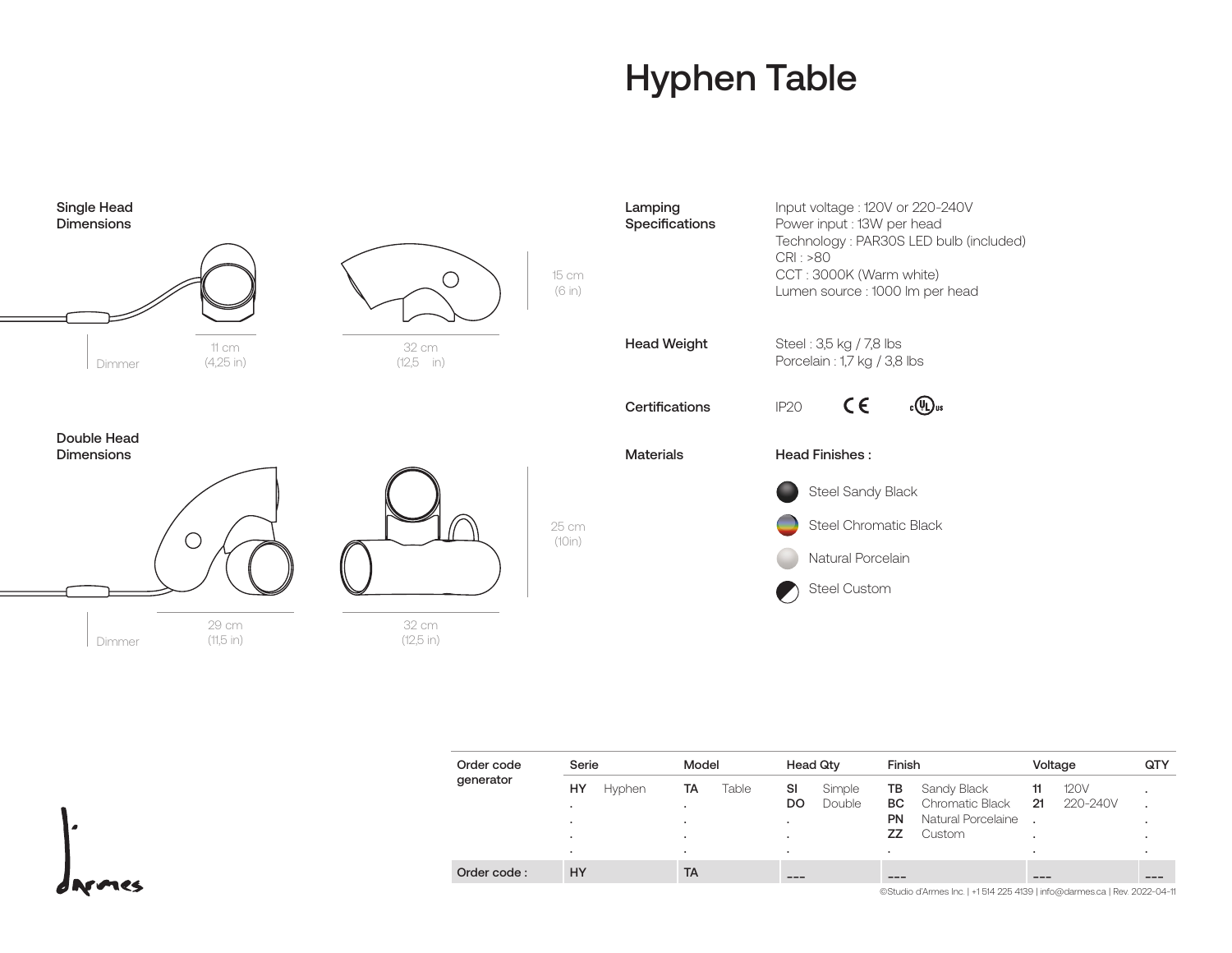# Hyphen Table

**Single Head Dimensions**

Dimmer

11 cm
(4,25 in)

32 cm
(12,5 in)

15 cm
(6 in)

**Double Head Dimensions**

Dimmer

29 cm
(11,5 in)

32 cm
(12,5 in)

25 cm
(10in)

| | |
|---|---|
| **Lamping Specifications** | Input voltage : 120V or 220-240V<br>Power input : 13W per head<br>Technology : PAR30S LED bulb (included)<br>CRI : >80<br>CCT : 3000K (Warm white)<br>Lumen source : 1000 lm per head |
| **Head Weight** | Steel : 3,5 kg / 7,8 lbs<br>Porcelain : 1,7 kg / 3,8 lbs |
| **Certifications** | IP20 CE cULus |
| **Materials** | **Head Finishes :**<br>Steel Sandy Black<br>Steel Chromatic Black<br>Natural Porcelain<br>Steel Custom |

| Order code generator | Serie | Model | Head Qty | Finish | Voltage | QTY |
|---|---|---|---|---|---|---|
| | **HY** Hyphen | **TA** Table | **SI** Simple<br>**DO** Double | **TB** Sandy Black<br>**BC** Chromatic Black<br>**PN** Natural Porcelaine<br>**ZZ** Custom | **11** 120V<br>**21** 220-240V | |
| Order code : | HY | TA | --- | --- | --- | --- |

©Studio d'Armes Inc. | +1 514 225 4139 | info@darmes.ca | Rev. 2022-04-11